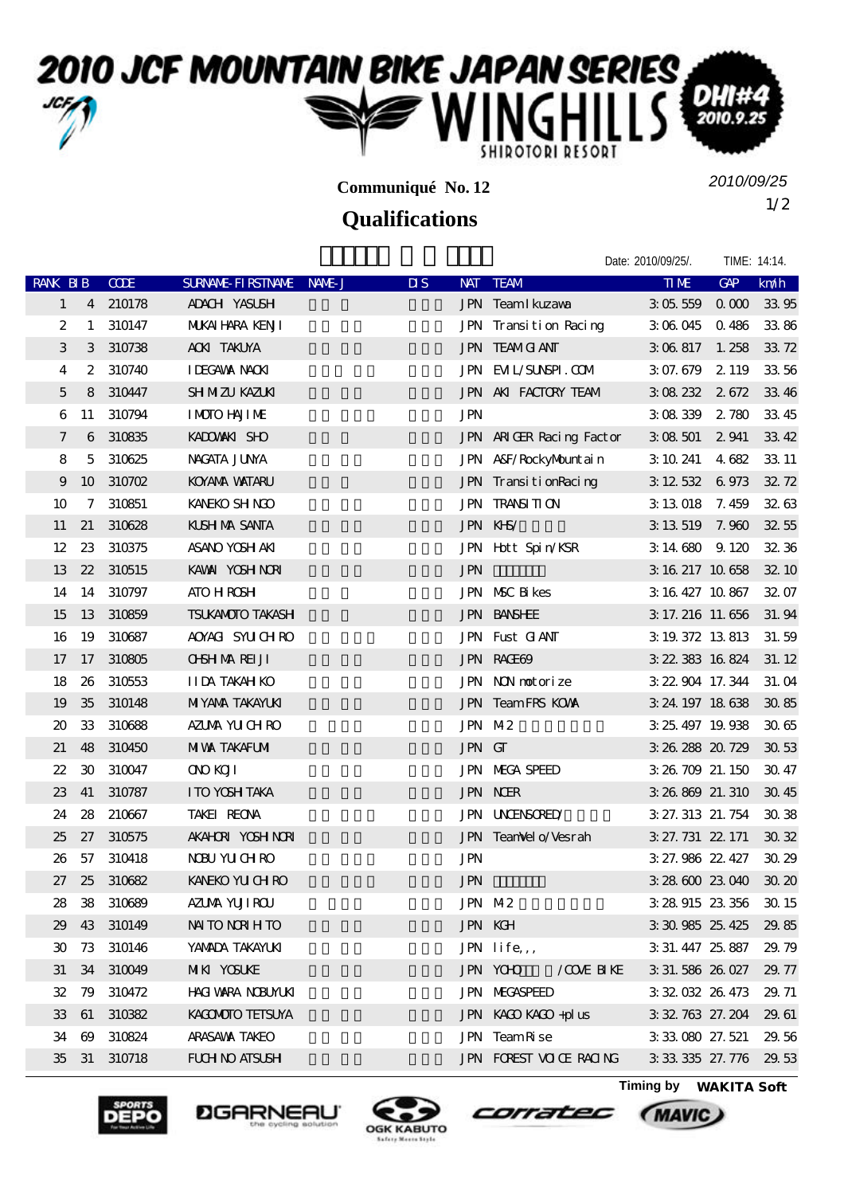# 2010 JCF MOUNTAIN BIKE JAPAN SERIES WINGHILLS SHIROTORI RESORT DHI#4 2010.9.25

**Communiqué No. 12**

*2010/09/25*

## Qualifications

Date: 2010/09/25/. TIME: 14:14.

| RANK | BIB | CODE | SURNAME-FIRSTNAME | NAME-J | DIS | NAT | TEAM | TIME | GAP | km/h |
|---|---|---|---|---|---|---|---|---|---|---|
| 1 | 4 | 210178 | ADACHI YASUSHI | | | JPN | Team Ikuzawa | 3:05.559 | 0.000 | 33.95 |
| 2 | 1 | 310147 | MUKAIHARA KENJI | | | JPN | Transition Racing | 3:06.045 | 0.486 | 33.86 |
| 3 | 3 | 310738 | AOKI TAKUYA | | | JPN | TEAM GIANT | 3:06.817 | 1.258 | 33.72 |
| 4 | 2 | 310740 | IDEGAWA NAOKI | | | JPN | EVIL/SUNSPI.COM | 3:07.679 | 2.119 | 33.56 |
| 5 | 8 | 310447 | SHIMIZU KAZUKI | | | JPN | AKI FACTORY TEAM | 3:08.232 | 2.672 | 33.46 |
| 6 | 11 | 310794 | IMOTO HAJIME | | | JPN | | 3:08.339 | 2.780 | 33.45 |
| 7 | 6 | 310835 | KADOWAKI SHO | | | JPN | ARIGER Racing Factor | 3:08.501 | 2.941 | 33.42 |
| 8 | 5 | 310625 | NAGATA JUNYA | | | JPN | A&F/RockyMountain | 3:10.241 | 4.682 | 33.11 |
| 9 | 10 | 310702 | KOYAMA WATARU | | | JPN | TransitionRacing | 3:12.532 | 6.973 | 32.72 |
| 10 | 7 | 310851 | KANEKO SHINGO | | | JPN | TRANSITION | 3:13.018 | 7.459 | 32.63 |
| 11 | 21 | 310628 | KUSHIMA SANTA | | | JPN | KHS/ | 3:13.519 | 7.960 | 32.55 |
| 12 | 23 | 310375 | ASANO YOSHIAKI | | | JPN | Hott Spin/KSR | 3:14.680 | 9.120 | 32.36 |
| 13 | 22 | 310515 | KAWAI YOSHINORI | | | JPN | | 3:16.217 | 10.658 | 32.10 |
| 14 | 14 | 310797 | ATO HIROSHI | | | JPN | MSC Bikes | 3:16.427 | 10.867 | 32.07 |
| 15 | 13 | 310859 | TSUKAMOTO TAKASHI | | | JPN | BANSHEE | 3:17.216 | 11.656 | 31.94 |
| 16 | 19 | 310687 | AOYAGI SYUICHIRO | | | JPN | Fust GIANT | 3:19.372 | 13.813 | 31.59 |
| 17 | 17 | 310805 | OHSHIMA REIJI | | | JPN | RACE69 | 3:22.383 | 16.824 | 31.12 |
| 18 | 26 | 310553 | IIDA TAKAHIKO | | | JPN | NON motorize | 3:22.904 | 17.344 | 31.04 |
| 19 | 35 | 310148 | MIYAMA TAKAYUKI | | | JPN | Team FRS KOWA | 3:24.197 | 18.638 | 30.85 |
| 20 | 33 | 310688 | AZUMA YUICHIRO | | | JPN | M2 | 3:25.497 | 19.938 | 30.65 |
| 21 | 48 | 310450 | MIWA TAKAFUMI | | | JPN | GT | 3:26.288 | 20.729 | 30.53 |
| 22 | 30 | 310047 | ONO KOJI | | | JPN | MEGA SPEED | 3:26.709 | 21.150 | 30.47 |
| 23 | 41 | 310787 | ITO YOSHITAKA | | | JPN | NCER | 3:26.869 | 21.310 | 30.45 |
| 24 | 28 | 210667 | TAKEI REONA | | | JPN | UNCENSORED/ | 3:27.313 | 21.754 | 30.38 |
| 25 | 27 | 310575 | AKAHORI YOSHINORI | | | JPN | TeamVelo/Vesrah | 3:27.731 | 22.171 | 30.32 |
| 26 | 57 | 310418 | NOBU YUICHIRO | | | JPN | | 3:27.986 | 22.427 | 30.29 |
| 27 | 25 | 310682 | KANEKO YUICHIRO | | | JPN | | 3:28.600 | 23.040 | 30.20 |
| 28 | 38 | 310689 | AZUMA YUJIROU | | | JPN | M2 | 3:28.915 | 23.356 | 30.15 |
| 29 | 43 | 310149 | NAITO NORIHITO | | | JPN | KGH | 3:30.985 | 25.425 | 29.85 |
| 30 | 73 | 310146 | YAMADA TAKAYUKI | | | JPN | life,,, | 3:31.447 | 25.887 | 29.79 |
| 31 | 34 | 310049 | MIKI YOSUKE | | | JPN | YOHO /COVE BIKE | 3:31.586 | 26.027 | 29.77 |
| 32 | 79 | 310472 | HAGIWARA NOBUYUKI | | | JPN | MEGASPEED | 3:32.032 | 26.473 | 29.71 |
| 33 | 61 | 310382 | KAGOMOTO TETSUYA | | | JPN | KAGO KAGO +plus | 3:32.763 | 27.204 | 29.61 |
| 34 | 69 | 310824 | ARASAWA TAKEO | | | JPN | Team Rise | 3:33.080 | 27.521 | 29.56 |
| 35 | 31 | 310718 | FUCHINO ATSUSHI | | | JPN | FOREST VOICE RACING | 3:33.335 | 27.776 | 29.53 |

**Timing by WAKITA Soft**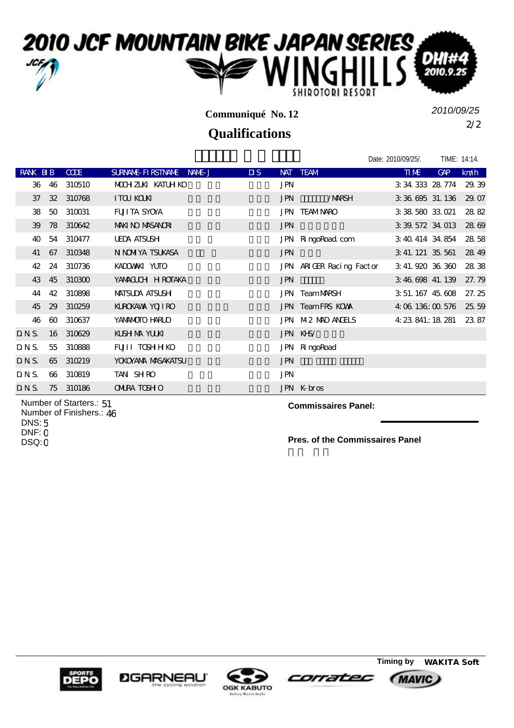# 2010 JCF MOUNTAIN BIKE JAPAN SERIES WINGHILLS SHIROTORI RESORT DHI#4 2010.9.25

**Communiqué No. 12**

*2010/09/25*

## Qualifications

Date: 2010/09/25/. TIME: 14:14.

| RANK | BIB | CODE | SURNAME-FIRSTNAME | NAME-J | DIS | NAT | TEAM | TIME | GAP | km/h |
|---|---|---|---|---|---|---|---|---|---|---|
| 36 | 46 | 310510 | MOCHIZUKI KATUHIKO | | | JPN | | 3:34.333 | 28.774 | 29.39 |
| 37 | 32 | 310768 | ITOU KOUKI | | | JPN | /MARSH | 3:36.695 | 31.136 | 29.07 |
| 38 | 50 | 310031 | FUJITA SYOYA | | | JPN | TEAM NARO | 3:38.580 | 33.021 | 28.82 |
| 39 | 78 | 310642 | MAKINO MASANORI | | | JPN | | 3:39.572 | 34.013 | 28.69 |
| 40 | 54 | 310477 | UEDA ATSUSHI | | | JPN | RingoRoad.com | 3:40.414 | 34.854 | 28.58 |
| 41 | 67 | 310348 | NINOMIYA TSUKASA | | | JPN | | 3:41.121 | 35.561 | 28.49 |
| 42 | 24 | 310736 | KADOWAKI YUTO | | | JPN | ARIGER Racing Factor | 3:41.920 | 36.360 | 28.38 |
| 43 | 45 | 310300 | YAMAGUCHI HIROTAKA | | | JPN | | 3:46.698 | 41.139 | 27.79 |
| 44 | 42 | 310898 | MATSUDA ATSUSHI | | | JPN | Team MARSH | 3:51.167 | 45.608 | 27.25 |
| 45 | 29 | 310259 | KUROKAWA YOJIRO | | | JPN | Team FRS KOWA | 4:06.136 | :00.576 | 25.59 |
| 46 | 60 | 310637 | YAMAMOTO HARUO | | | JPN | M-2 MAD ANGELS | 4:23.841 | :18.281 | 23.87 |
| D.N.S. | 16 | 310629 | KUSHIMA YUUKI | | | JPN | KHS/ | | | |
| D.N.S. | 55 | 310888 | FUJII TOSHIHIKO | | | JPN | RingoRoad | | | |
| D.N.S. | 65 | 310219 | YOKOYAMA MASAKATSU | | | JPN | | | | |
| D.N.S. | 66 | 310819 | TANI SHIRO | | | JPN | | | | |
| D.N.S. | 75 | 310186 | OMURA TOSHIO | | | JPN | K-bros | | | |

Number of Starters.: 51
Number of Finishers.: 46
DNS: 5
DNF: 0
DSQ: 0

**Commissaires Panel:**

**Pres. of the Commissaires Panel**

Timing by **WAKITA Soft**